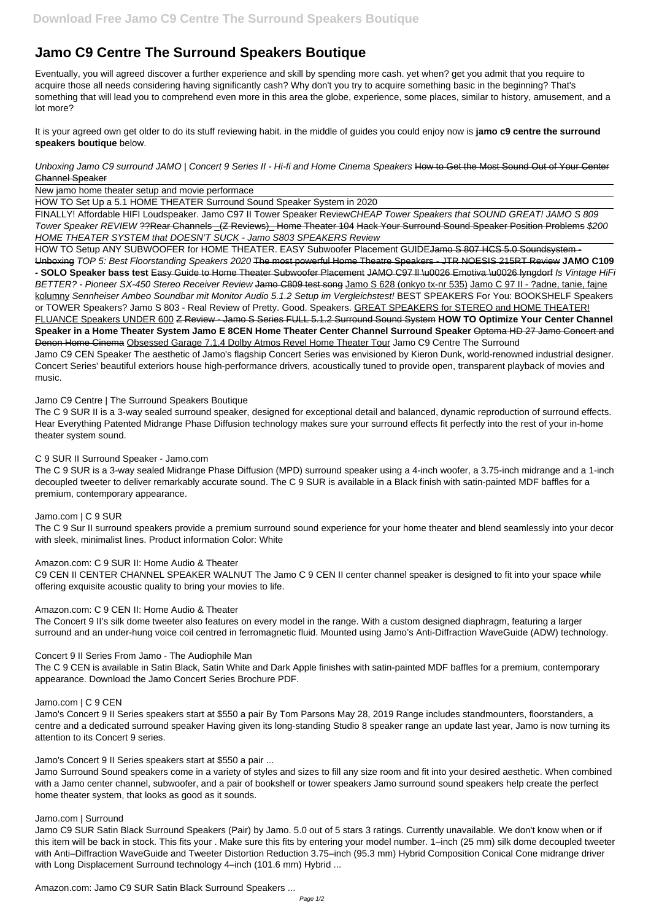# Jamo C9 Centre The Surround Speakers Boutique

Eventually, you will agreed discover a further experience and skill by spending more cash. yet when? get you admit that you require to acquire those all needs considering having significantly cash? Why don't you try to acquire something basic in the beginning? That's something that will lead you to comprehend even more in this area the globe, experience, some places, similar to history, amusement, and a lot more?

It is your agreed own get older to do its stuff reviewing habit. in the middle of guides you could enjoy now is **jamo c9 centre the surround speakers boutique** below.

*Unboxing Jamo C9 surround JAMO | Concert 9 Series II - Hi-fi and Home Cinema Speakers* ~~How to Get the Most Sound Out of Your Center Channel Speaker~~

New jamo home theater setup and movie performace

HOW TO Set Up a 5.1 HOME THEATER Surround Sound Speaker System in 2020

FINALLY! Affordable HIFI Loudspeaker. Jamo C97 II Tower Speaker Review*CHEAP Tower Speakers that SOUND GREAT! JAMO S 809 Tower Speaker REVIEW* ~~??Rear Channels _(Z Reviews)_ Home Theater 104~~ ~~Hack Your Surround Sound Speaker Position Problems~~ *$200 HOME THEATER SYSTEM that DOESN'T SUCK - Jamo S803 SPEAKERS Review*

HOW TO Setup ANY SUBWOOFER for HOME THEATER. EASY Subwoofer Placement GUIDE~~Jamo S 807 HCS 5.0 Soundsystem - Unboxing~~ *TOP 5: Best Floorstanding Speakers 2020* ~~The most powerful Home Theatre Speakers - JTR NOESIS 215RT Review~~ **JAMO C109 - SOLO Speaker bass test** ~~Easy Guide to Home Theater Subwoofer Placement~~ ~~JAMO C97 ll \u0026 Emotiva \u0026 lyngdorf~~ *Is Vintage HiFi BETTER? - Pioneer SX-450 Stereo Receiver Review* ~~Jamo C809 test song~~ Jamo S 628 (onkyo tx-nr 535) Jamo C 97 II - ?adne, tanie, fajne kolumny *Sennheiser Ambeo Soundbar mit Monitor Audio 5.1.2 Setup im Vergleichstest!* BEST SPEAKERS For You: BOOKSHELF Speakers or TOWER Speakers? Jamo S 803 - Real Review of Pretty. Good. Speakers. GREAT SPEAKERS for STEREO and HOME THEATER! FLUANCE Speakers UNDER 600 ~~Z Review - Jamo S Series FULL 5.1.2 Surround Sound System~~ **HOW TO Optimize Your Center Channel Speaker in a Home Theater System Jamo E 8CEN Home Theater Center Channel Surround Speaker** ~~Optoma HD 27 Jamo Concert and Denon Home Cinema~~ Obsessed Garage 7.1.4 Dolby Atmos Revel Home Theater Tour Jamo C9 Centre The Surround

Jamo C9 CEN Speaker The aesthetic of Jamo's flagship Concert Series was envisioned by Kieron Dunk, world-renowned industrial designer. Concert Series' beautiful exteriors house high-performance drivers, acoustically tuned to provide open, transparent playback of movies and music.

Jamo C9 Centre | The Surround Speakers Boutique

The C 9 SUR II is a 3-way sealed surround speaker, designed for exceptional detail and balanced, dynamic reproduction of surround effects. Hear Everything Patented Midrange Phase Diffusion technology makes sure your surround effects fit perfectly into the rest of your in-home theater system sound.

C 9 SUR II Surround Speaker - Jamo.com

The C 9 SUR is a 3-way sealed Midrange Phase Diffusion (MPD) surround speaker using a 4-inch woofer, a 3.75-inch midrange and a 1-inch decoupled tweeter to deliver remarkably accurate sound. The C 9 SUR is available in a Black finish with satin-painted MDF baffles for a premium, contemporary appearance.

Jamo.com | C 9 SUR

The C 9 Sur II surround speakers provide a premium surround sound experience for your home theater and blend seamlessly into your decor with sleek, minimalist lines. Product information Color: White

Amazon.com: C 9 SUR II: Home Audio & Theater

C9 CEN II CENTER CHANNEL SPEAKER WALNUT The Jamo C 9 CEN II center channel speaker is designed to fit into your space while offering exquisite acoustic quality to bring your movies to life.

Amazon.com: C 9 CEN II: Home Audio & Theater

The Concert 9 II's silk dome tweeter also features on every model in the range. With a custom designed diaphragm, featuring a larger surround and an under-hung voice coil centred in ferromagnetic fluid. Mounted using Jamo's Anti-Diffraction WaveGuide (ADW) technology.

Concert 9 II Series From Jamo - The Audiophile Man

The C 9 CEN is available in Satin Black, Satin White and Dark Apple finishes with satin-painted MDF baffles for a premium, contemporary appearance. Download the Jamo Concert Series Brochure PDF.

Jamo.com | C 9 CEN

Jamo's Concert 9 II Series speakers start at $550 a pair By Tom Parsons May 28, 2019 Range includes standmounters, floorstanders, a centre and a dedicated surround speaker Having given its long-standing Studio 8 speaker range an update last year, Jamo is now turning its attention to its Concert 9 series.

Jamo's Concert 9 II Series speakers start at $550 a pair ...

Jamo Surround Sound speakers come in a variety of styles and sizes to fill any size room and fit into your desired aesthetic. When combined with a Jamo center channel, subwoofer, and a pair of bookshelf or tower speakers Jamo surround sound speakers help create the perfect home theater system, that looks as good as it sounds.

Jamo.com | Surround

Jamo C9 SUR Satin Black Surround Speakers (Pair) by Jamo. 5.0 out of 5 stars 3 ratings. Currently unavailable. We don't know when or if this item will be back in stock. This fits your . Make sure this fits by entering your model number. 1–inch (25 mm) silk dome decoupled tweeter with Anti–Diffraction WaveGuide and Tweeter Distortion Reduction 3.75–inch (95.3 mm) Hybrid Composition Conical Cone midrange driver with Long Displacement Surround technology 4–inch (101.6 mm) Hybrid ...

Amazon.com: Jamo C9 SUR Satin Black Surround Speakers ...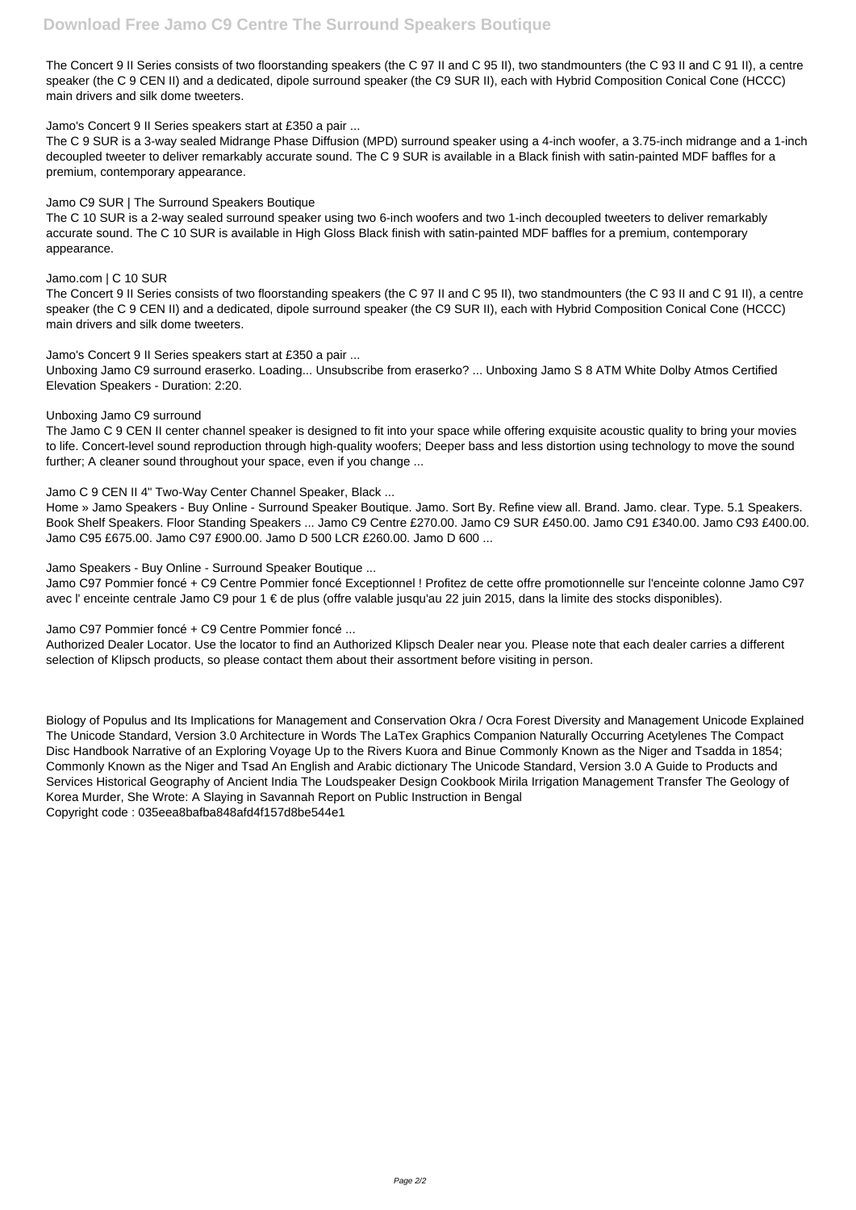The Concert 9 II Series consists of two floorstanding speakers (the C 97 II and C 95 II), two standmounters (the C 93 II and C 91 II), a centre speaker (the C 9 CEN II) and a dedicated, dipole surround speaker (the C9 SUR II), each with Hybrid Composition Conical Cone (HCCC) main drivers and silk dome tweeters.

Jamo's Concert 9 II Series speakers start at £350 a pair ...

The C 9 SUR is a 3-way sealed Midrange Phase Diffusion (MPD) surround speaker using a 4-inch woofer, a 3.75-inch midrange and a 1-inch decoupled tweeter to deliver remarkably accurate sound. The C 9 SUR is available in a Black finish with satin-painted MDF baffles for a premium, contemporary appearance.

Jamo C9 SUR | The Surround Speakers Boutique

The C 10 SUR is a 2-way sealed surround speaker using two 6-inch woofers and two 1-inch decoupled tweeters to deliver remarkably accurate sound. The C 10 SUR is available in High Gloss Black finish with satin-painted MDF baffles for a premium, contemporary appearance.

Jamo.com | C 10 SUR

The Concert 9 II Series consists of two floorstanding speakers (the C 97 II and C 95 II), two standmounters (the C 93 II and C 91 II), a centre speaker (the C 9 CEN II) and a dedicated, dipole surround speaker (the C9 SUR II), each with Hybrid Composition Conical Cone (HCCC) main drivers and silk dome tweeters.

Jamo's Concert 9 II Series speakers start at £350 a pair ...

Unboxing Jamo C9 surround eraserko. Loading... Unsubscribe from eraserko? ... Unboxing Jamo S 8 ATM White Dolby Atmos Certified Elevation Speakers - Duration: 2:20.

Unboxing Jamo C9 surround

The Jamo C 9 CEN II center channel speaker is designed to fit into your space while offering exquisite acoustic quality to bring your movies to life. Concert-level sound reproduction through high-quality woofers; Deeper bass and less distortion using technology to move the sound further; A cleaner sound throughout your space, even if you change ...

Jamo C 9 CEN II 4" Two-Way Center Channel Speaker, Black ...

Home » Jamo Speakers - Buy Online - Surround Speaker Boutique. Jamo. Sort By. Refine view all. Brand. Jamo. clear. Type. 5.1 Speakers. Book Shelf Speakers. Floor Standing Speakers ... Jamo C9 Centre £270.00. Jamo C9 SUR £450.00. Jamo C91 £340.00. Jamo C93 £400.00. Jamo C95 £675.00. Jamo C97 £900.00. Jamo D 500 LCR £260.00. Jamo D 600 ...

Jamo Speakers - Buy Online - Surround Speaker Boutique ...

Jamo C97 Pommier foncé + C9 Centre Pommier foncé Exceptionnel ! Profitez de cette offre promotionnelle sur l'enceinte colonne Jamo C97 avec l' enceinte centrale Jamo C9 pour 1 € de plus (offre valable jusqu'au 22 juin 2015, dans la limite des stocks disponibles).

Jamo C97 Pommier foncé + C9 Centre Pommier foncé ...

Authorized Dealer Locator. Use the locator to find an Authorized Klipsch Dealer near you. Please note that each dealer carries a different selection of Klipsch products, so please contact them about their assortment before visiting in person.

Biology of Populus and Its Implications for Management and Conservation Okra / Ocra Forest Diversity and Management Unicode Explained The Unicode Standard, Version 3.0 Architecture in Words The LaTex Graphics Companion Naturally Occurring Acetylenes The Compact Disc Handbook Narrative of an Exploring Voyage Up to the Rivers Kuora and Binue Commonly Known as the Niger and Tsadda in 1854; Commonly Known as the Niger and Tsad An English and Arabic dictionary The Unicode Standard, Version 3.0 A Guide to Products and Services Historical Geography of Ancient India The Loudspeaker Design Cookbook Mirila Irrigation Management Transfer The Geology of Korea Murder, She Wrote: A Slaying in Savannah Report on Public Instruction in Bengal
Copyright code : 035eea8bafba848afd4f157d8be544e1